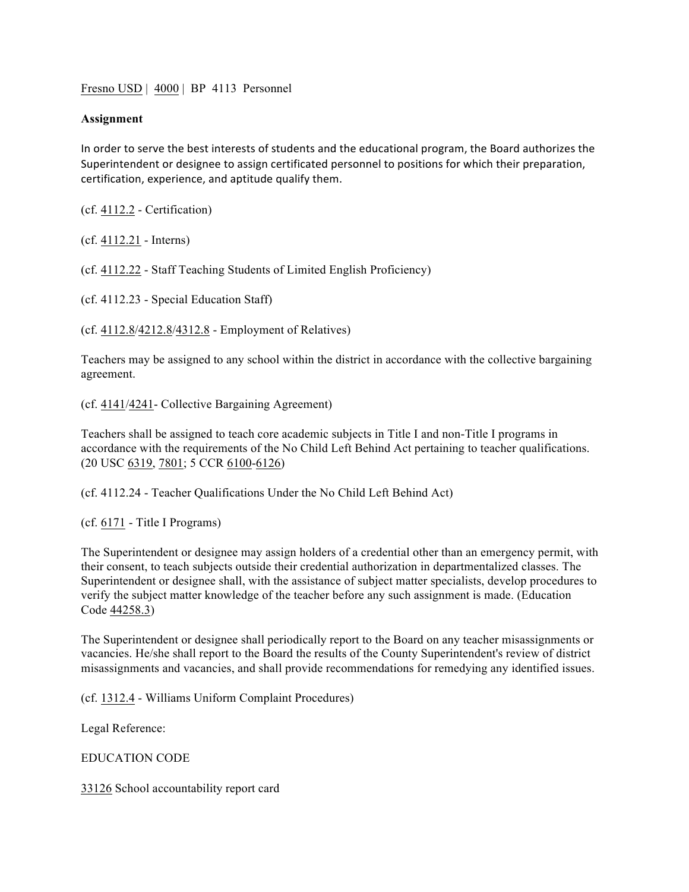Fresno USD | 4000 | BP 4113 Personnel

**Assignment**

In order to serve the best interests of students and the educational program, the Board authorizes the Superintendent or designee to assign certificated personnel to positions for which their preparation, certification, experience, and aptitude qualify them.

(cf. 4112.2 - Certification)

(cf. 4112.21 - Interns)

(cf. 4112.22 - Staff Teaching Students of Limited English Proficiency)

(cf. 4112.23 - Special Education Staff)

(cf. 4112.8/4212.8/4312.8 - Employment of Relatives)

Teachers may be assigned to any school within the district in accordance with the collective bargaining agreement.

(cf. 4141/4241- Collective Bargaining Agreement)

Teachers shall be assigned to teach core academic subjects in Title I and non-Title I programs in accordance with the requirements of the No Child Left Behind Act pertaining to teacher qualifications. (20 USC 6319, 7801; 5 CCR 6100-6126)

(cf. 4112.24 - Teacher Qualifications Under the No Child Left Behind Act)

(cf. 6171 - Title I Programs)

The Superintendent or designee may assign holders of a credential other than an emergency permit, with their consent, to teach subjects outside their credential authorization in departmentalized classes. The Superintendent or designee shall, with the assistance of subject matter specialists, develop procedures to verify the subject matter knowledge of the teacher before any such assignment is made. (Education Code 44258.3)

The Superintendent or designee shall periodically report to the Board on any teacher misassignments or vacancies. He/she shall report to the Board the results of the County Superintendent's review of district misassignments and vacancies, and shall provide recommendations for remedying any identified issues.

(cf. 1312.4 - Williams Uniform Complaint Procedures)

Legal Reference:

EDUCATION CODE

33126 School accountability report card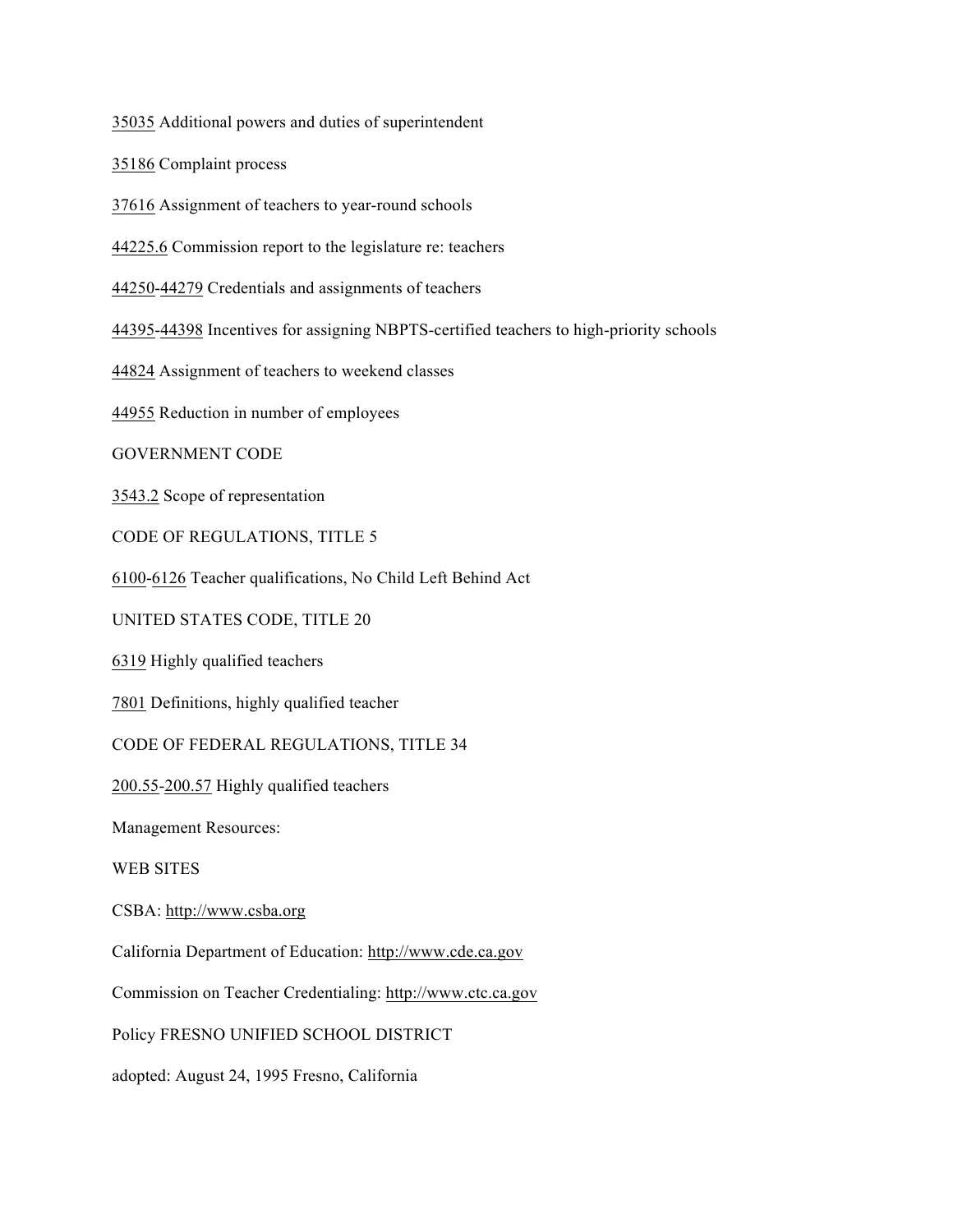35035 Additional powers and duties of superintendent

35186 Complaint process

37616 Assignment of teachers to year-round schools

44225.6 Commission report to the legislature re: teachers

44250-44279 Credentials and assignments of teachers

44395-44398 Incentives for assigning NBPTS-certified teachers to high-priority schools

44824 Assignment of teachers to weekend classes

44955 Reduction in number of employees

GOVERNMENT CODE

3543.2 Scope of representation

CODE OF REGULATIONS, TITLE 5

6100-6126 Teacher qualifications, No Child Left Behind Act

UNITED STATES CODE, TITLE 20

6319 Highly qualified teachers

7801 Definitions, highly qualified teacher

CODE OF FEDERAL REGULATIONS, TITLE 34

200.55-200.57 Highly qualified teachers

Management Resources:

WEB SITES

CSBA: http://www.csba.org

California Department of Education: http://www.cde.ca.gov

Commission on Teacher Credentialing: http://www.ctc.ca.gov

Policy FRESNO UNIFIED SCHOOL DISTRICT

adopted: August 24, 1995 Fresno, California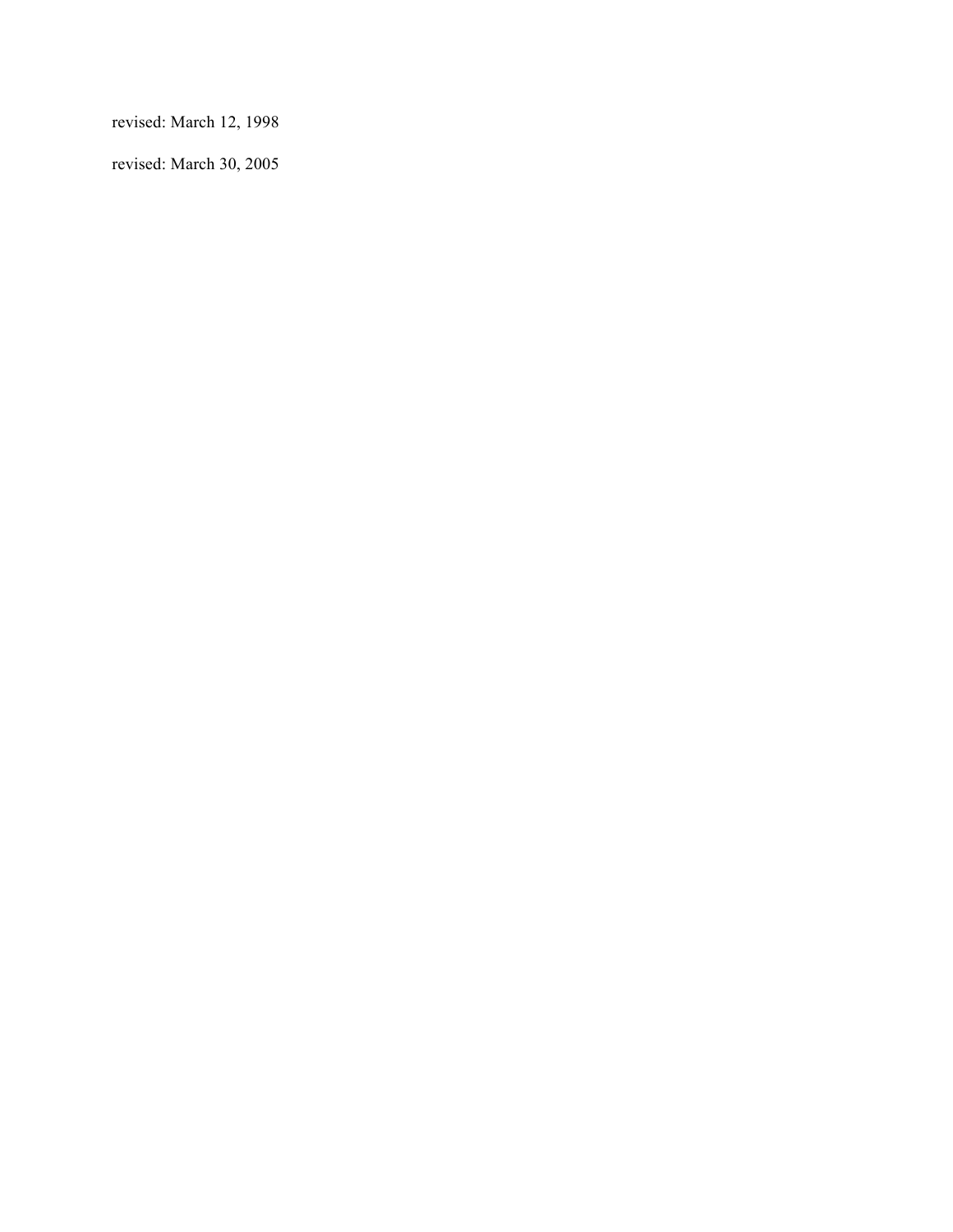revised: March 12, 1998

revised: March 30, 2005